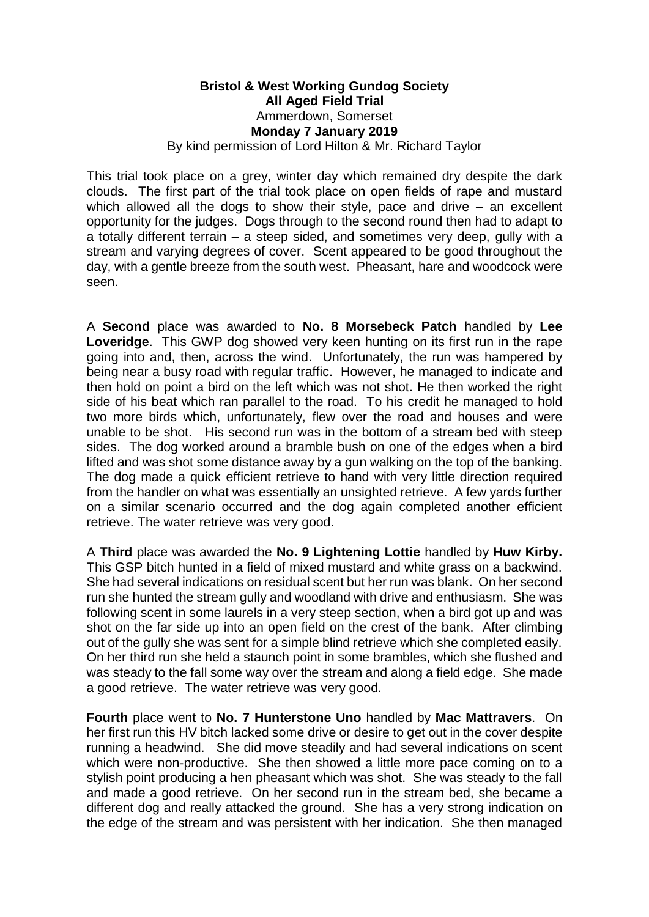**Bristol & West Working Gundog Society**
**All Aged Field Trial**
Ammerdown, Somerset
**Monday 7 January 2019**
By kind permission of Lord Hilton & Mr. Richard Taylor

This trial took place on a grey, winter day which remained dry despite the dark clouds. The first part of the trial took place on open fields of rape and mustard which allowed all the dogs to show their style, pace and drive – an excellent opportunity for the judges. Dogs through to the second round then had to adapt to a totally different terrain – a steep sided, and sometimes very deep, gully with a stream and varying degrees of cover. Scent appeared to be good throughout the day, with a gentle breeze from the south west. Pheasant, hare and woodcock were seen.

A **Second** place was awarded to **No. 8 Morsebeck Patch** handled by **Lee Loveridge**. This GWP dog showed very keen hunting on its first run in the rape going into and, then, across the wind. Unfortunately, the run was hampered by being near a busy road with regular traffic. However, he managed to indicate and then hold on point a bird on the left which was not shot. He then worked the right side of his beat which ran parallel to the road. To his credit he managed to hold two more birds which, unfortunately, flew over the road and houses and were unable to be shot. His second run was in the bottom of a stream bed with steep sides. The dog worked around a bramble bush on one of the edges when a bird lifted and was shot some distance away by a gun walking on the top of the banking. The dog made a quick efficient retrieve to hand with very little direction required from the handler on what was essentially an unsighted retrieve. A few yards further on a similar scenario occurred and the dog again completed another efficient retrieve. The water retrieve was very good.

A **Third** place was awarded the **No. 9 Lightening Lottie** handled by **Huw Kirby.** This GSP bitch hunted in a field of mixed mustard and white grass on a backwind. She had several indications on residual scent but her run was blank. On her second run she hunted the stream gully and woodland with drive and enthusiasm. She was following scent in some laurels in a very steep section, when a bird got up and was shot on the far side up into an open field on the crest of the bank. After climbing out of the gully she was sent for a simple blind retrieve which she completed easily. On her third run she held a staunch point in some brambles, which she flushed and was steady to the fall some way over the stream and along a field edge. She made a good retrieve. The water retrieve was very good.

**Fourth** place went to **No. 7 Hunterstone Uno** handled by **Mac Mattravers**. On her first run this HV bitch lacked some drive or desire to get out in the cover despite running a headwind. She did move steadily and had several indications on scent which were non-productive. She then showed a little more pace coming on to a stylish point producing a hen pheasant which was shot. She was steady to the fall and made a good retrieve. On her second run in the stream bed, she became a different dog and really attacked the ground. She has a very strong indication on the edge of the stream and was persistent with her indication. She then managed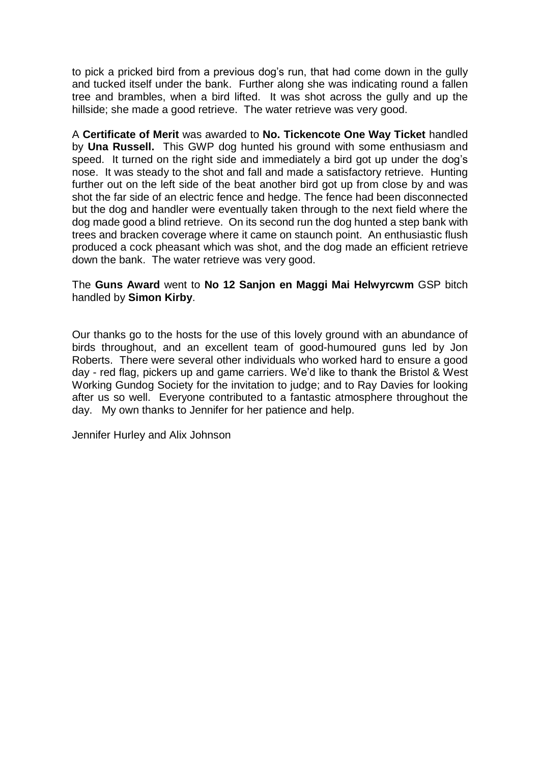to pick a pricked bird from a previous dog's run, that had come down in the gully and tucked itself under the bank. Further along she was indicating round a fallen tree and brambles, when a bird lifted. It was shot across the gully and up the hillside; she made a good retrieve. The water retrieve was very good.

A **Certificate of Merit** was awarded to **No. Tickencote One Way Ticket** handled by **Una Russell.** This GWP dog hunted his ground with some enthusiasm and speed. It turned on the right side and immediately a bird got up under the dog's nose. It was steady to the shot and fall and made a satisfactory retrieve. Hunting further out on the left side of the beat another bird got up from close by and was shot the far side of an electric fence and hedge. The fence had been disconnected but the dog and handler were eventually taken through to the next field where the dog made good a blind retrieve. On its second run the dog hunted a step bank with trees and bracken coverage where it came on staunch point. An enthusiastic flush produced a cock pheasant which was shot, and the dog made an efficient retrieve down the bank. The water retrieve was very good.

The **Guns Award** went to **No 12 Sanjon en Maggi Mai Helwyrcwm** GSP bitch handled by **Simon Kirby**.

Our thanks go to the hosts for the use of this lovely ground with an abundance of birds throughout, and an excellent team of good-humoured guns led by Jon Roberts. There were several other individuals who worked hard to ensure a good day - red flag, pickers up and game carriers. We'd like to thank the Bristol & West Working Gundog Society for the invitation to judge; and to Ray Davies for looking after us so well. Everyone contributed to a fantastic atmosphere throughout the day. My own thanks to Jennifer for her patience and help.

Jennifer Hurley and Alix Johnson